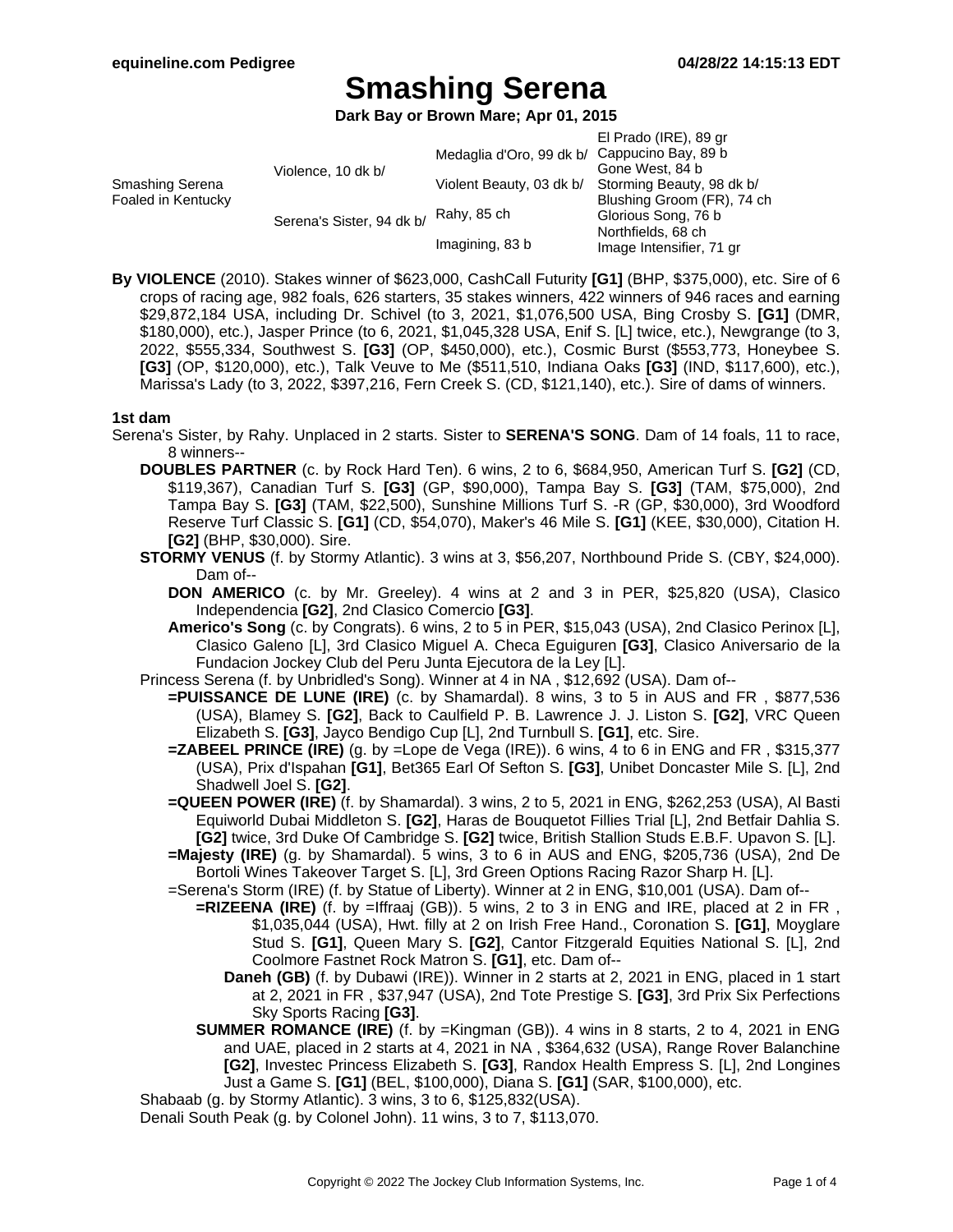# Smashing Serena

**Dark Bay or Brown Mare; Apr 01, 2015**

| | | | |
|---|---|---|---|
| Smashing Serena Foaled in Kentucky | Violence, 10 dk b/ | Medaglia d'Oro, 99 dk b/ | El Prado (IRE), 89 gr |
| | | | Cappucino Bay, 89 b |
| | | Violent Beauty, 03 dk b/ | Gone West, 84 b |
| | | | Storming Beauty, 98 dk b/ |
| | Serena's Sister, 94 dk b/ | Rahy, 85 ch | Blushing Groom (FR), 74 ch |
| | | | Glorious Song, 76 b |
| | | Imagining, 83 b | Northfields, 68 ch |
| | | | Image Intensifier, 71 gr |

**By VIOLENCE** (2010). Stakes winner of $623,000, CashCall Futurity **[G1]** (BHP, $375,000), etc. Sire of 6 crops of racing age, 982 foals, 626 starters, 35 stakes winners, 422 winners of 946 races and earning $29,872,184 USA, including Dr. Schivel (to 3, 2021, $1,076,500 USA, Bing Crosby S. **[G1]** (DMR, $180,000), etc.), Jasper Prince (to 6, 2021, $1,045,328 USA, Enif S. [L] twice, etc.), Newgrange (to 3, 2022, $555,334, Southwest S. **[G3]** (OP, $450,000), etc.), Cosmic Burst ($553,773, Honeybee S. **[G3]** (OP, $120,000), etc.), Talk Veuve to Me ($511,510, Indiana Oaks **[G3]** (IND, $117,600), etc.), Marissa's Lady (to 3, 2022, $397,216, Fern Creek S. (CD, $121,140), etc.). Sire of dams of winners.

**1st dam**

Serena's Sister, by Rahy. Unplaced in 2 starts. Sister to **SERENA'S SONG**. Dam of 14 foals, 11 to race, 8 winners--

- **DOUBLES PARTNER** (c. by Rock Hard Ten). 6 wins, 2 to 6, $684,950, American Turf S. **[G2]** (CD, $119,367), Canadian Turf S. **[G3]** (GP, $90,000), Tampa Bay S. **[G3]** (TAM, $75,000), 2nd Tampa Bay S. **[G3]** (TAM, $22,500), Sunshine Millions Turf S. -R (GP, $30,000), 3rd Woodford Reserve Turf Classic S. **[G1]** (CD, $54,070), Maker's 46 Mile S. **[G1]** (KEE, $30,000), Citation H. **[G2]** (BHP, $30,000). Sire.
- **STORMY VENUS** (f. by Stormy Atlantic). 3 wins at 3, $56,207, Northbound Pride S. (CBY, $24,000). Dam of--
  - **DON AMERICO** (c. by Mr. Greeley). 4 wins at 2 and 3 in PER, $25,820 (USA), Clasico Independencia **[G2]**, 2nd Clasico Comercio **[G3]**.
  - **Americo's Song** (c. by Congrats). 6 wins, 2 to 5 in PER, $15,043 (USA), 2nd Clasico Perinox [L], Clasico Galeno [L], 3rd Clasico Miguel A. Checa Eguiguren **[G3]**, Clasico Aniversario de la Fundacion Jockey Club del Peru Junta Ejecutora de la Ley [L].
- Princess Serena (f. by Unbridled's Song). Winner at 4 in NA , $12,692 (USA). Dam of--
  - **=PUISSANCE DE LUNE (IRE)** (c. by Shamardal). 8 wins, 3 to 5 in AUS and FR , $877,536 (USA), Blamey S. **[G2]**, Back to Caulfield P. B. Lawrence J. J. Liston S. **[G2]**, VRC Queen Elizabeth S. **[G3]**, Jayco Bendigo Cup [L], 2nd Turnbull S. **[G1]**, etc. Sire.
  - **=ZABEEL PRINCE (IRE)** (g. by =Lope de Vega (IRE)). 6 wins, 4 to 6 in ENG and FR , $315,377 (USA), Prix d'Ispahan **[G1]**, Bet365 Earl Of Sefton S. **[G3]**, Unibet Doncaster Mile S. [L], 2nd Shadwell Joel S. **[G2]**.
  - **=QUEEN POWER (IRE)** (f. by Shamardal). 3 wins, 2 to 5, 2021 in ENG, $262,253 (USA), Al Basti Equiworld Dubai Middleton S. **[G2]**, Haras de Bouquetot Fillies Trial [L], 2nd Betfair Dahlia S. **[G2]** twice, 3rd Duke Of Cambridge S. **[G2]** twice, British Stallion Studs E.B.F. Upavon S. [L].
  - **=Majesty (IRE)** (g. by Shamardal). 5 wins, 3 to 6 in AUS and ENG, $205,736 (USA), 2nd De Bortoli Wines Takeover Target S. [L], 3rd Green Options Racing Razor Sharp H. [L].
  - =Serena's Storm (IRE) (f. by Statue of Liberty). Winner at 2 in ENG, $10,001 (USA). Dam of--
    - **=RIZEENA (IRE)** (f. by =Iffraaj (GB)). 5 wins, 2 to 3 in ENG and IRE, placed at 2 in FR , $1,035,044 (USA), Hwt. filly at 2 on Irish Free Hand., Coronation S. **[G1]**, Moyglare Stud S. **[G1]**, Queen Mary S. **[G2]**, Cantor Fitzgerald Equities National S. [L], 2nd Coolmore Fastnet Rock Matron S. **[G1]**, etc. Dam of--
      - **Daneh (GB)** (f. by Dubawi (IRE)). Winner in 2 starts at 2, 2021 in ENG, placed in 1 start at 2, 2021 in FR , $37,947 (USA), 2nd Tote Prestige S. **[G3]**, 3rd Prix Six Perfections Sky Sports Racing **[G3]**.
    - **SUMMER ROMANCE (IRE)** (f. by =Kingman (GB)). 4 wins in 8 starts, 2 to 4, 2021 in ENG and UAE, placed in 2 starts at 4, 2021 in NA , $364,632 (USA), Range Rover Balanchine **[G2]**, Investec Princess Elizabeth S. **[G3]**, Randox Health Empress S. [L], 2nd Longines Just a Game S. **[G1]** (BEL, $100,000), Diana S. **[G1]** (SAR, $100,000), etc.
- Shabaab (g. by Stormy Atlantic). 3 wins, 3 to 6, $125,832(USA).
- Denali South Peak (g. by Colonel John). 11 wins, 3 to 7, $113,070.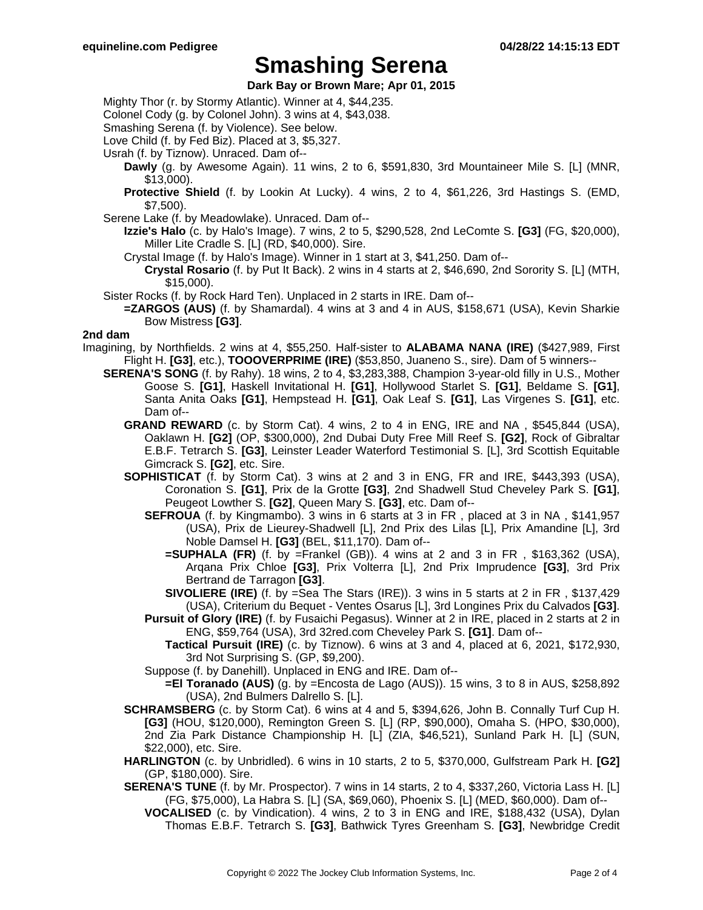# Smashing Serena

**Dark Bay or Brown Mare; Apr 01, 2015**

Mighty Thor (r. by Stormy Atlantic). Winner at 4, $44,235.
Colonel Cody (g. by Colonel John). 3 wins at 4, $43,038.
Smashing Serena (f. by Violence). See below.
Love Child (f. by Fed Biz). Placed at 3, $5,327.
Usrah (f. by Tiznow). Unraced. Dam of--

- **Dawly** (g. by Awesome Again). 11 wins, 2 to 6, $591,830, 3rd Mountaineer Mile S. [L] (MNR, $13,000).
- **Protective Shield** (f. by Lookin At Lucky). 4 wins, 2 to 4, $61,226, 3rd Hastings S. (EMD, $7,500).

Serene Lake (f. by Meadowlake). Unraced. Dam of--

- **Izzie's Halo** (c. by Halo's Image). 7 wins, 2 to 5, $290,528, 2nd LeComte S. **[G3]** (FG, $20,000), Miller Lite Cradle S. [L] (RD, $40,000). Sire.
- Crystal Image (f. by Halo's Image). Winner in 1 start at 3, $41,250. Dam of--
  - **Crystal Rosario** (f. by Put It Back). 2 wins in 4 starts at 2, $46,690, 2nd Sorority S. [L] (MTH, $15,000).

Sister Rocks (f. by Rock Hard Ten). Unplaced in 2 starts in IRE. Dam of--

- **=ZARGOS (AUS)** (f. by Shamardal). 4 wins at 3 and 4 in AUS, $158,671 (USA), Kevin Sharkie Bow Mistress **[G3]**.

**2nd dam**

Imagining, by Northfields. 2 wins at 4, $55,250. Half-sister to **ALABAMA NANA (IRE)** ($427,989, First Flight H. **[G3]**, etc.), **TOOOVERPRIME (IRE)** ($53,850, Juaneno S., sire). Dam of 5 winners--

- **SERENA'S SONG** (f. by Rahy). 18 wins, 2 to 4, $3,283,388, Champion 3-year-old filly in U.S., Mother Goose S. **[G1]**, Haskell Invitational H. **[G1]**, Hollywood Starlet S. **[G1]**, Beldame S. **[G1]**, Santa Anita Oaks **[G1]**, Hempstead H. **[G1]**, Oak Leaf S. **[G1]**, Las Virgenes S. **[G1]**, etc. Dam of--
  - **GRAND REWARD** (c. by Storm Cat). 4 wins, 2 to 4 in ENG, IRE and NA , $545,844 (USA), Oaklawn H. **[G2]** (OP, $300,000), 2nd Dubai Duty Free Mill Reef S. **[G2]**, Rock of Gibraltar E.B.F. Tetrarch S. **[G3]**, Leinster Leader Waterford Testimonial S. [L], 3rd Scottish Equitable Gimcrack S. **[G2]**, etc. Sire.
  - **SOPHISTICAT** (f. by Storm Cat). 3 wins at 2 and 3 in ENG, FR and IRE, $443,393 (USA), Coronation S. **[G1]**, Prix de la Grotte **[G3]**, 2nd Shadwell Stud Cheveley Park S. **[G1]**, Peugeot Lowther S. **[G2]**, Queen Mary S. **[G3]**, etc. Dam of--
    - **SEFROUA** (f. by Kingmambo). 3 wins in 6 starts at 3 in FR , placed at 3 in NA , $141,957 (USA), Prix de Lieurey-Shadwell [L], 2nd Prix des Lilas [L], Prix Amandine [L], 3rd Noble Damsel H. **[G3]** (BEL, $11,170). Dam of--
      - **=SUPHALA (FR)** (f. by =Frankel (GB)). 4 wins at 2 and 3 in FR , $163,362 (USA), Arqana Prix Chloe **[G3]**, Prix Volterra [L], 2nd Prix Imprudence **[G3]**, 3rd Prix Bertrand de Tarragon **[G3]**.
      - **SIVOLIERE (IRE)** (f. by =Sea The Stars (IRE)). 3 wins in 5 starts at 2 in FR , $137,429 (USA), Criterium du Bequet - Ventes Osarus [L], 3rd Longines Prix du Calvados **[G3]**.
    - **Pursuit of Glory (IRE)** (f. by Fusaichi Pegasus). Winner at 2 in IRE, placed in 2 starts at 2 in ENG, $59,764 (USA), 3rd 32red.com Cheveley Park S. **[G1]**. Dam of--
      - **Tactical Pursuit (IRE)** (c. by Tiznow). 6 wins at 3 and 4, placed at 6, 2021, $172,930, 3rd Not Surprising S. (GP, $9,200).
    - Suppose (f. by Danehill). Unplaced in ENG and IRE. Dam of--
      - **=El Toranado (AUS)** (g. by =Encosta de Lago (AUS)). 15 wins, 3 to 8 in AUS, $258,892 (USA), 2nd Bulmers Dalrello S. [L].
  - **SCHRAMSBERG** (c. by Storm Cat). 6 wins at 4 and 5, $394,626, John B. Connally Turf Cup H. **[G3]** (HOU, $120,000), Remington Green S. [L] (RP, $90,000), Omaha S. (HPO, $30,000), 2nd Zia Park Distance Championship H. [L] (ZIA, $46,521), Sunland Park H. [L] (SUN, $22,000), etc. Sire.
  - **HARLINGTON** (c. by Unbridled). 6 wins in 10 starts, 2 to 5, $370,000, Gulfstream Park H. **[G2]** (GP, $180,000). Sire.
  - **SERENA'S TUNE** (f. by Mr. Prospector). 7 wins in 14 starts, 2 to 4, $337,260, Victoria Lass H. [L] (FG, $75,000), La Habra S. [L] (SA, $69,060), Phoenix S. [L] (MED, $60,000). Dam of--
    - **VOCALISED** (c. by Vindication). 4 wins, 2 to 3 in ENG and IRE, $188,432 (USA), Dylan Thomas E.B.F. Tetrarch S. **[G3]**, Bathwick Tyres Greenham S. **[G3]**, Newbridge Credit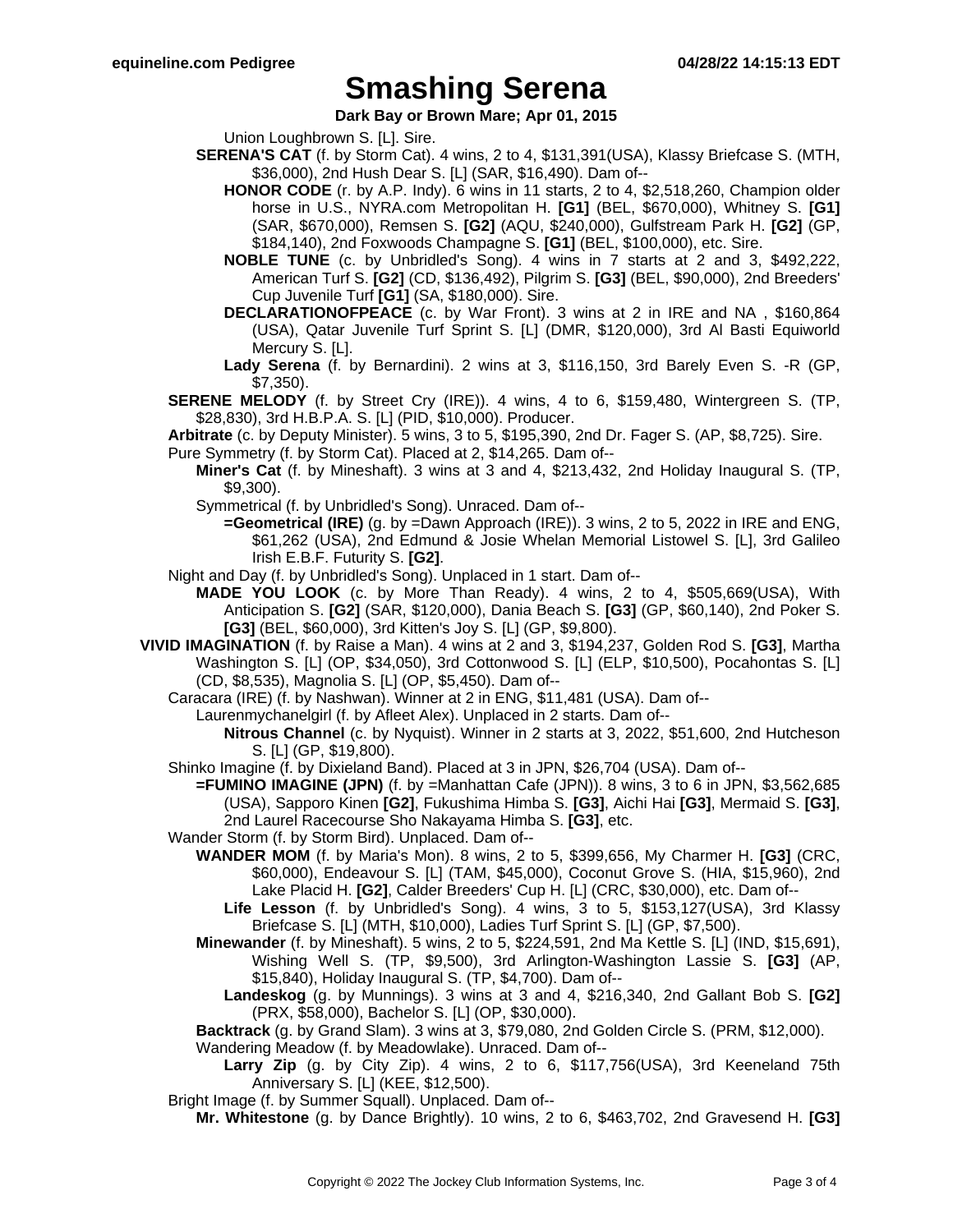# Smashing Serena

**Dark Bay or Brown Mare; Apr 01, 2015**

Union Loughbrown S. [L]. Sire.

**SERENA'S CAT** (f. by Storm Cat). 4 wins, 2 to 4, $131,391(USA), Klassy Briefcase S. (MTH, $36,000), 2nd Hush Dear S. [L] (SAR, $16,490). Dam of--

**HONOR CODE** (r. by A.P. Indy). 6 wins in 11 starts, 2 to 4, $2,518,260, Champion older horse in U.S., NYRA.com Metropolitan H. **[G1]** (BEL, $670,000), Whitney S. **[G1]** (SAR, $670,000), Remsen S. **[G2]** (AQU, $240,000), Gulfstream Park H. **[G2]** (GP, $184,140), 2nd Foxwoods Champagne S. **[G1]** (BEL, $100,000), etc. Sire.

**NOBLE TUNE** (c. by Unbridled's Song). 4 wins in 7 starts at 2 and 3, $492,222, American Turf S. **[G2]** (CD, $136,492), Pilgrim S. **[G3]** (BEL, $90,000), 2nd Breeders' Cup Juvenile Turf **[G1]** (SA, $180,000). Sire.

**DECLARATIONOFPEACE** (c. by War Front). 3 wins at 2 in IRE and NA , $160,864 (USA), Qatar Juvenile Turf Sprint S. [L] (DMR, $120,000), 3rd Al Basti Equiworld Mercury S. [L].

**Lady Serena** (f. by Bernardini). 2 wins at 3, $116,150, 3rd Barely Even S. -R (GP, $7,350).

**SERENE MELODY** (f. by Street Cry (IRE)). 4 wins, 4 to 6, $159,480, Wintergreen S. (TP, $28,830), 3rd H.B.P.A. S. [L] (PID, $10,000). Producer.

**Arbitrate** (c. by Deputy Minister). 5 wins, 3 to 5, $195,390, 2nd Dr. Fager S. (AP, $8,725). Sire.

Pure Symmetry (f. by Storm Cat). Placed at 2, $14,265. Dam of--

**Miner's Cat** (f. by Mineshaft). 3 wins at 3 and 4, $213,432, 2nd Holiday Inaugural S. (TP, $9,300).

Symmetrical (f. by Unbridled's Song). Unraced. Dam of--

**=Geometrical (IRE)** (g. by =Dawn Approach (IRE)). 3 wins, 2 to 5, 2022 in IRE and ENG, $61,262 (USA), 2nd Edmund & Josie Whelan Memorial Listowel S. [L], 3rd Galileo Irish E.B.F. Futurity S. **[G2]**.

Night and Day (f. by Unbridled's Song). Unplaced in 1 start. Dam of--

**MADE YOU LOOK** (c. by More Than Ready). 4 wins, 2 to 4, $505,669(USA), With Anticipation S. **[G2]** (SAR, $120,000), Dania Beach S. **[G3]** (GP, $60,140), 2nd Poker S. **[G3]** (BEL, $60,000), 3rd Kitten's Joy S. [L] (GP, $9,800).

**VIVID IMAGINATION** (f. by Raise a Man). 4 wins at 2 and 3, $194,237, Golden Rod S. **[G3]**, Martha Washington S. [L] (OP, $34,050), 3rd Cottonwood S. [L] (ELP, $10,500), Pocahontas S. [L] (CD, $8,535), Magnolia S. [L] (OP, $5,450). Dam of--

Caracara (IRE) (f. by Nashwan). Winner at 2 in ENG, $11,481 (USA). Dam of--

Laurenmychanelgirl (f. by Afleet Alex). Unplaced in 2 starts. Dam of--

**Nitrous Channel** (c. by Nyquist). Winner in 2 starts at 3, 2022, $51,600, 2nd Hutcheson S. [L] (GP, $19,800).

Shinko Imagine (f. by Dixieland Band). Placed at 3 in JPN, $26,704 (USA). Dam of--

**=FUMINO IMAGINE (JPN)** (f. by =Manhattan Cafe (JPN)). 8 wins, 3 to 6 in JPN, $3,562,685 (USA), Sapporo Kinen **[G2]**, Fukushima Himba S. **[G3]**, Aichi Hai **[G3]**, Mermaid S. **[G3]**, 2nd Laurel Racecourse Sho Nakayama Himba S. **[G3]**, etc.

Wander Storm (f. by Storm Bird). Unplaced. Dam of--

**WANDER MOM** (f. by Maria's Mon). 8 wins, 2 to 5, $399,656, My Charmer H. **[G3]** (CRC, $60,000), Endeavour S. [L] (TAM, $45,000), Coconut Grove S. (HIA, $15,960), 2nd Lake Placid H. **[G2]**, Calder Breeders' Cup H. [L] (CRC, $30,000), etc. Dam of--

**Life Lesson** (f. by Unbridled's Song). 4 wins, 3 to 5, $153,127(USA), 3rd Klassy Briefcase S. [L] (MTH, $10,000), Ladies Turf Sprint S. [L] (GP, $7,500).

**Minewander** (f. by Mineshaft). 5 wins, 2 to 5, $224,591, 2nd Ma Kettle S. [L] (IND, $15,691), Wishing Well S. (TP, $9,500), 3rd Arlington-Washington Lassie S. **[G3]** (AP, $15,840), Holiday Inaugural S. (TP, $4,700). Dam of--

**Landeskog** (g. by Munnings). 3 wins at 3 and 4, $216,340, 2nd Gallant Bob S. **[G2]** (PRX, $58,000), Bachelor S. [L] (OP, $30,000).

**Backtrack** (g. by Grand Slam). 3 wins at 3, $79,080, 2nd Golden Circle S. (PRM, $12,000).

Wandering Meadow (f. by Meadowlake). Unraced. Dam of--

**Larry Zip** (g. by City Zip). 4 wins, 2 to 6, $117,756(USA), 3rd Keeneland 75th Anniversary S. [L] (KEE, $12,500).

Bright Image (f. by Summer Squall). Unplaced. Dam of--

**Mr. Whitestone** (g. by Dance Brightly). 10 wins, 2 to 6, $463,702, 2nd Gravesend H. **[G3]**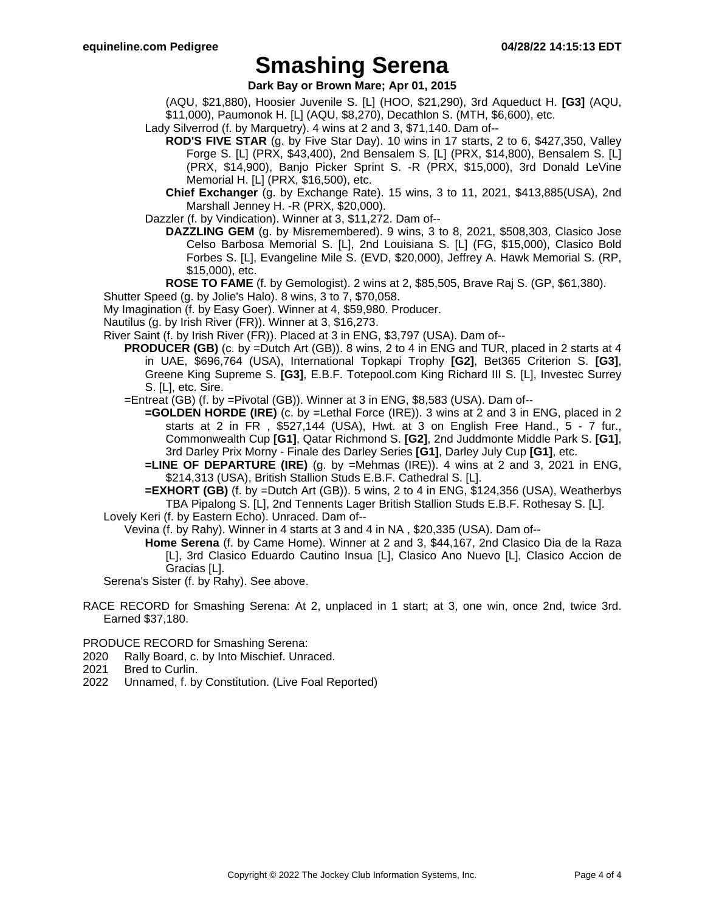# Smashing Serena

**Dark Bay or Brown Mare; Apr 01, 2015**

(AQU, $21,880), Hoosier Juvenile S. [L] (HOO, $21,290), 3rd Aqueduct H. **[G3]** (AQU, $11,000), Paumonok H. [L] (AQU, $8,270), Decathlon S. (MTH, $6,600), etc.

Lady Silverrod (f. by Marquetry). 4 wins at 2 and 3, $71,140. Dam of--

**ROD'S FIVE STAR** (g. by Five Star Day). 10 wins in 17 starts, 2 to 6, $427,350, Valley Forge S. [L] (PRX, $43,400), 2nd Bensalem S. [L] (PRX, $14,800), Bensalem S. [L] (PRX, $14,900), Banjo Picker Sprint S. -R (PRX, $15,000), 3rd Donald LeVine Memorial H. [L] (PRX, $16,500), etc.

**Chief Exchanger** (g. by Exchange Rate). 15 wins, 3 to 11, 2021, $413,885(USA), 2nd Marshall Jenney H. -R (PRX, $20,000).

Dazzler (f. by Vindication). Winner at 3, $11,272. Dam of--

**DAZZLING GEM** (g. by Misremembered). 9 wins, 3 to 8, 2021, $508,303, Clasico Jose Celso Barbosa Memorial S. [L], 2nd Louisiana S. [L] (FG, $15,000), Clasico Bold Forbes S. [L], Evangeline Mile S. (EVD, $20,000), Jeffrey A. Hawk Memorial S. (RP, $15,000), etc.

**ROSE TO FAME** (f. by Gemologist). 2 wins at 2, $85,505, Brave Raj S. (GP, $61,380).

Shutter Speed (g. by Jolie's Halo). 8 wins, 3 to 7, $70,058.

My Imagination (f. by Easy Goer). Winner at 4, $59,980. Producer.

Nautilus (g. by Irish River (FR)). Winner at 3, $16,273.

River Saint (f. by Irish River (FR)). Placed at 3 in ENG, $3,797 (USA). Dam of--

**PRODUCER (GB)** (c. by =Dutch Art (GB)). 8 wins, 2 to 4 in ENG and TUR, placed in 2 starts at 4 in UAE, $696,764 (USA), International Topkapi Trophy **[G2]**, Bet365 Criterion S. **[G3]**, Greene King Supreme S. **[G3]**, E.B.F. Totepool.com King Richard III S. [L], Investec Surrey S. [L], etc. Sire.

=Entreat (GB) (f. by =Pivotal (GB)). Winner at 3 in ENG, $8,583 (USA). Dam of--

**=GOLDEN HORDE (IRE)** (c. by =Lethal Force (IRE)). 3 wins at 2 and 3 in ENG, placed in 2 starts at 2 in FR , $527,144 (USA), Hwt. at 3 on English Free Hand., 5 - 7 fur., Commonwealth Cup **[G1]**, Qatar Richmond S. **[G2]**, 2nd Juddmonte Middle Park S. **[G1]**, 3rd Darley Prix Morny - Finale des Darley Series **[G1]**, Darley July Cup **[G1]**, etc.

**=LINE OF DEPARTURE (IRE)** (g. by =Mehmas (IRE)). 4 wins at 2 and 3, 2021 in ENG, $214,313 (USA), British Stallion Studs E.B.F. Cathedral S. [L].

**=EXHORT (GB)** (f. by =Dutch Art (GB)). 5 wins, 2 to 4 in ENG, $124,356 (USA), Weatherbys TBA Pipalong S. [L], 2nd Tennents Lager British Stallion Studs E.B.F. Rothesay S. [L].

Lovely Keri (f. by Eastern Echo). Unraced. Dam of--

Vevina (f. by Rahy). Winner in 4 starts at 3 and 4 in NA , $20,335 (USA). Dam of--

**Home Serena** (f. by Came Home). Winner at 2 and 3, $44,167, 2nd Clasico Dia de la Raza [L], 3rd Clasico Eduardo Cautino Insua [L], Clasico Ano Nuevo [L], Clasico Accion de Gracias [L].

Serena's Sister (f. by Rahy). See above.

RACE RECORD for Smashing Serena: At 2, unplaced in 1 start; at 3, one win, once 2nd, twice 3rd. Earned $37,180.

PRODUCE RECORD for Smashing Serena:

2020 Rally Board, c. by Into Mischief. Unraced.

2021 Bred to Curlin.

2022 Unnamed, f. by Constitution. (Live Foal Reported)